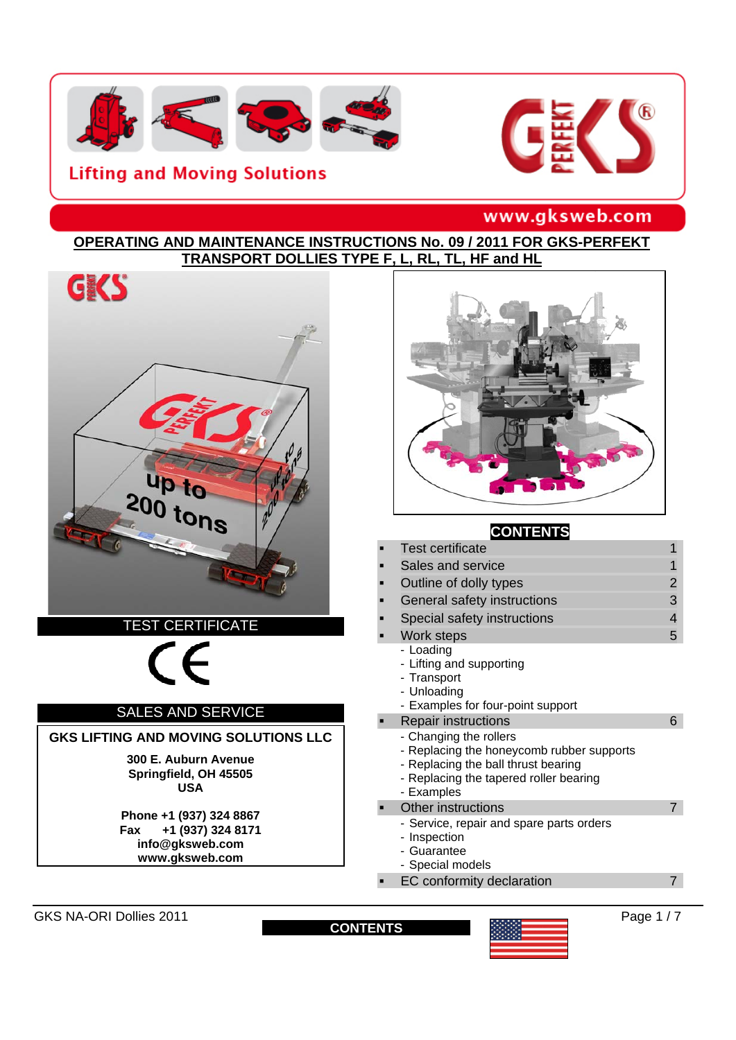Lifting and Moving Solutions

www.gksweb.com

# OPERATING AND MAINTENANCE INSTRUCTIONS No. 09 / 2011 FOR GKS-PERFEKT TRANSPORT DOLLIES TYPE F, L, RL, TL, HF and HL

## TEST CERTIFICATE

CE

## SALES AND SERVICE

**GKS LIFTING AND MOVING SOLUTIONS LLC**

**300 E. Auburn Avenue**
**Springfield, OH 45505**
**USA**

**Phone +1 (937) 324 8867**
**Fax +1 (937) 324 8171**
**info@gksweb.com**
**www.gksweb.com**

## CONTENTS

| Section | Page |
|---|---|
| Test certificate | 1 |
| Sales and service | 1 |
| Outline of dolly types | 2 |
| General safety instructions | 3 |
| Special safety instructions | 4 |
| Work steps<br>- Loading<br>- Lifting and supporting<br>- Transport<br>- Unloading<br>- Examples for four-point support | 5 |
| Repair instructions<br>- Changing the rollers<br>- Replacing the honeycomb rubber supports<br>- Replacing the ball thrust bearing<br>- Replacing the tapered roller bearing<br>- Examples | 6 |
| Other instructions<br>- Service, repair and spare parts orders<br>- Inspection<br>- Guarantee<br>- Special models | 7 |
| EC conformity declaration | 7 |

GKS NA-ORI Dollies 2011

**CONTENTS**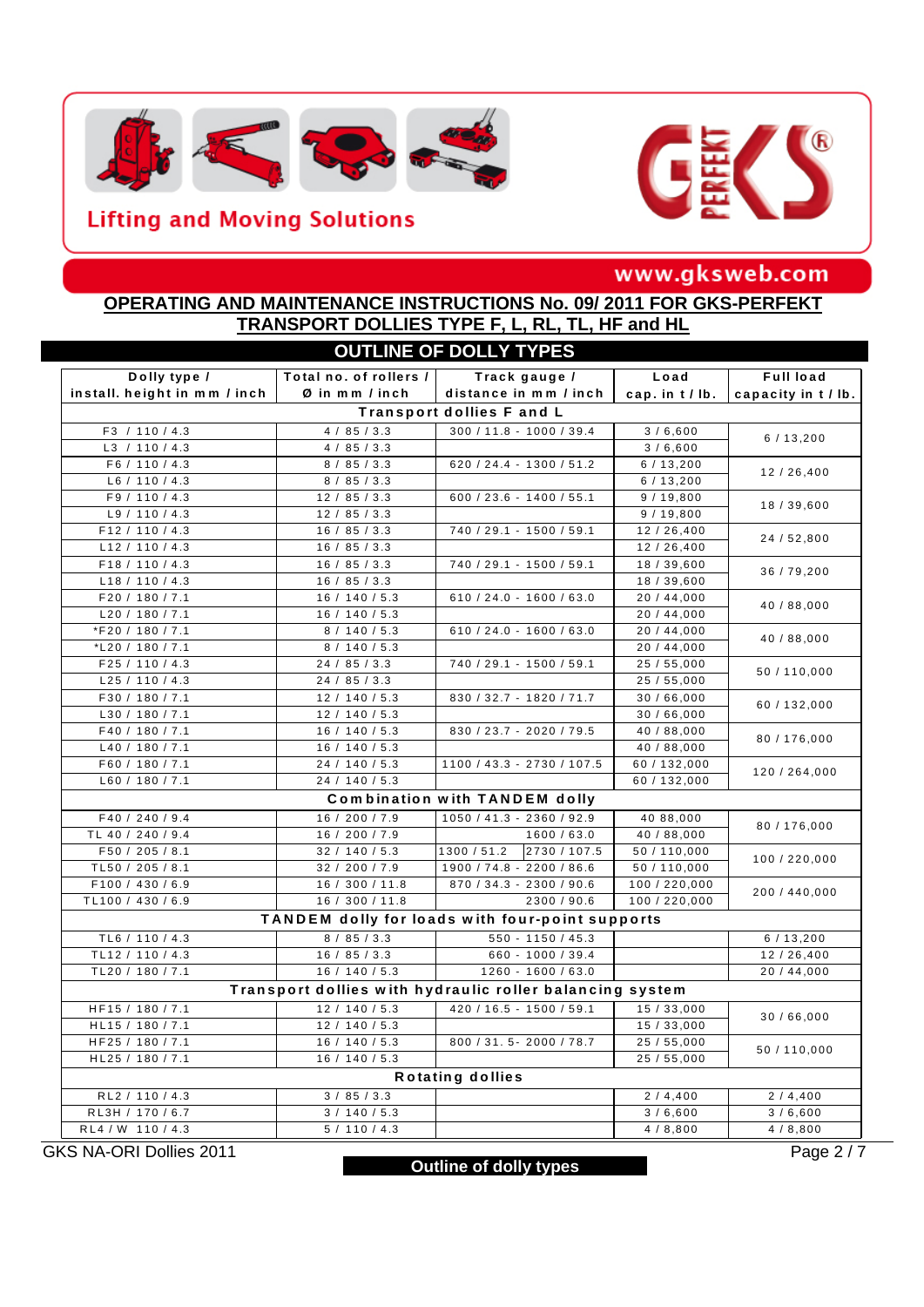Lifting and Moving Solutions

www.gksweb.com

## OPERATING AND MAINTENANCE INSTRUCTIONS No. 09/ 2011 FOR GKS-PERFEKT TRANSPORT DOLLIES TYPE F, L, RL, TL, HF and HL

### OUTLINE OF DOLLY TYPES

| Dolly type / install. height in mm / inch | Total no. of rollers / Ø in mm / inch | Track gauge / distance in mm / inch | Load cap. in t / lb. | Full load capacity in t / lb. |
|---|---|---|---|---|
| **Transport dollies F and L** | | | | |
| F3 / 110 / 4.3 | 4 / 85 / 3.3 | 300 / 11.8 - 1000 / 39.4 | 3 / 6,600 | 6 / 13,200 |
| L3 / 110 / 4.3 | 4 / 85 / 3.3 | | 3 / 6,600 | |
| F6 / 110 / 4.3 | 8 / 85 / 3.3 | 620 / 24.4 - 1300 / 51.2 | 6 / 13,200 | 12 / 26,400 |
| L6 / 110 / 4.3 | 8 / 85 / 3.3 | | 6 / 13,200 | |
| F9 / 110 / 4.3 | 12 / 85 / 3.3 | 600 / 23.6 - 1400 / 55.1 | 9 / 19,800 | 18 / 39,600 |
| L9 / 110 / 4.3 | 12 / 85 / 3.3 | | 9 / 19,800 | |
| F12 / 110 / 4.3 | 16 / 85 / 3.3 | 740 / 29.1 - 1500 / 59.1 | 12 / 26,400 | 24 / 52,800 |
| L12 / 110 / 4.3 | 16 / 85 / 3.3 | | 12 / 26,400 | |
| F18 / 110 / 4.3 | 16 / 85 / 3.3 | 740 / 29.1 - 1500 / 59.1 | 18 / 39,600 | 36 / 79,200 |
| L18 / 110 / 4.3 | 16 / 85 / 3.3 | | 18 / 39,600 | |
| F20 / 180 / 7.1 | 16 / 140 / 5.3 | 610 / 24.0 - 1600 / 63.0 | 20 / 44,000 | 40 / 88,000 |
| L20 / 180 / 7.1 | 16 / 140 / 5.3 | | 20 / 44,000 | |
| *F20 / 180 / 7.1 | 8 / 140 / 5.3 | 610 / 24.0 - 1600 / 63.0 | 20 / 44,000 | 40 / 88,000 |
| *L20 / 180 / 7.1 | 8 / 140 / 5.3 | | 20 / 44,000 | |
| F25 / 110 / 4.3 | 24 / 85 / 3.3 | 740 / 29.1 - 1500 / 59.1 | 25 / 55,000 | 50 / 110,000 |
| L25 / 110 / 4.3 | 24 / 85 / 3.3 | | 25 / 55,000 | |
| F30 / 180 / 7.1 | 12 / 140 / 5.3 | 830 / 32.7 - 1820 / 71.7 | 30 / 66,000 | 60 / 132,000 |
| L30 / 180 / 7.1 | 12 / 140 / 5.3 | | 30 / 66,000 | |
| F40 / 180 / 7.1 | 16 / 140 / 5.3 | 830 / 23.7 - 2020 / 79.5 | 40 / 88,000 | 80 / 176,000 |
| L40 / 180 / 7.1 | 16 / 140 / 5.3 | | 40 / 88,000 | |
| F60 / 180 / 7.1 | 24 / 140 / 5.3 | 1100 / 43.3 - 2730 / 107.5 | 60 / 132,000 | 120 / 264,000 |
| L60 / 180 / 7.1 | 24 / 140 / 5.3 | | 60 / 132,000 | |
| **Combination with TANDEM dolly** | | | | |
| F40 / 240 / 9.4 | 16 / 200 / 7.9 | 1050 / 41.3 - 2360 / 92.9 | 40 88,000 | 80 / 176,000 |
| TL 40 / 240 / 9.4 | 16 / 200 / 7.9 | 1600 / 63.0 | 40 / 88,000 | |
| F50 / 205 / 8.1 | 32 / 140 / 5.3 | 1300 / 51.2 2730 / 107.5 | 50 / 110,000 | 100 / 220,000 |
| TL50 / 205 / 8.1 | 32 / 200 / 7.9 | 1900 / 74.8 - 2200 / 86.6 | 50 / 110,000 | |
| F100 / 430 / 6.9 | 16 / 300 / 11.8 | 870 / 34.3 - 2300 / 90.6 | 100 / 220,000 | 200 / 440,000 |
| TL100 / 430 / 6.9 | 16 / 300 / 11.8 | 2300 / 90.6 | 100 / 220,000 | |
| **TANDEM dolly for loads with four-point supports** | | | | |
| TL6 / 110 / 4.3 | 8 / 85 / 3.3 | 550 - 1150 / 45.3 | | 6 / 13,200 |
| TL12 / 110 / 4.3 | 16 / 85 / 3.3 | 660 - 1000 / 39.4 | | 12 / 26,400 |
| TL20 / 180 / 7.1 | 16 / 140 / 5.3 | 1260 - 1600 / 63.0 | | 20 / 44,000 |
| **Transport dollies with hydraulic roller balancing system** | | | | |
| HF15 / 180 / 7.1 | 12 / 140 / 5.3 | 420 / 16.5 - 1500 / 59.1 | 15 / 33,000 | 30 / 66,000 |
| HL15 / 180 / 7.1 | 12 / 140 / 5.3 | | 15 / 33,000 | |
| HF25 / 180 / 7.1 | 16 / 140 / 5.3 | 800 / 31. 5- 2000 / 78.7 | 25 / 55,000 | 50 / 110,000 |
| HL25 / 180 / 7.1 | 16 / 140 / 5.3 | | 25 / 55,000 | |
| **Rotating dollies** | | | | |
| RL2 / 110 / 4.3 | 3 / 85 / 3.3 | | 2 / 4,400 | 2 / 4,400 |
| RL3H / 170 / 6.7 | 3 / 140 / 5.3 | | 3 / 6,600 | 3 / 6,600 |
| RL4 / W 110 / 4.3 | 5 / 110 / 4.3 | | 4 / 8,800 | 4 / 8,800 |

**Outline of dolly types**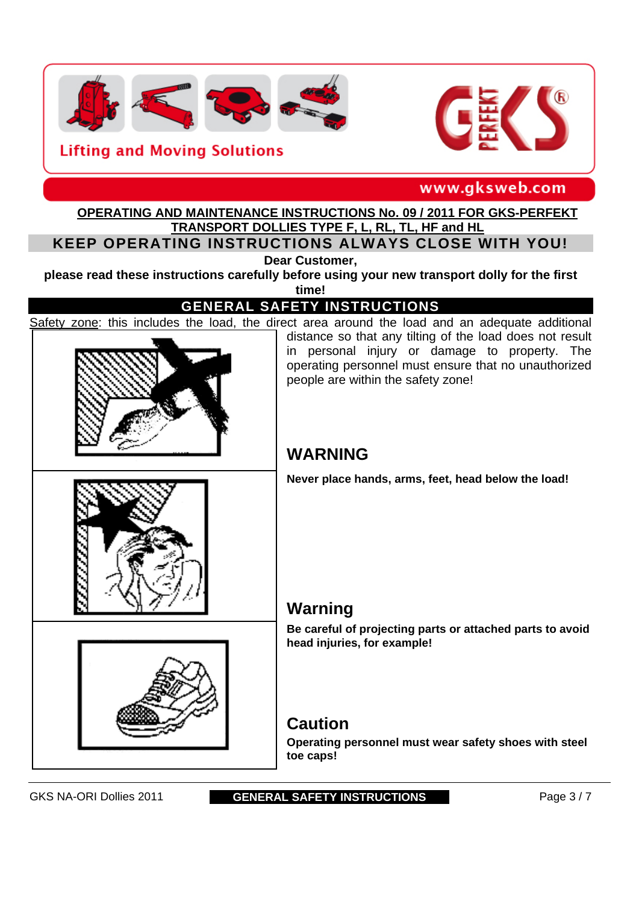Lifting and Moving Solutions

www.gksweb.com

**OPERATING AND MAINTENANCE INSTRUCTIONS No. 09 / 2011 FOR GKS-PERFEKT TRANSPORT DOLLIES TYPE F, L, RL, TL, HF and HL**

## KEEP OPERATING INSTRUCTIONS ALWAYS CLOSE WITH YOU!

**Dear Customer,**

**please read these instructions carefully before using your new transport dolly for the first time!**

## GENERAL SAFETY INSTRUCTIONS

Safety zone: this includes the load, the direct area around the load and an adequate additional distance so that any tilting of the load does not result in personal injury or damage to property. The operating personnel must ensure that no unauthorized people are within the safety zone!

### WARNING

**Never place hands, arms, feet, head below the load!**

### Warning

**Be careful of projecting parts or attached parts to avoid head injuries, for example!**

### Caution

**Operating personnel must wear safety shoes with steel toe caps!**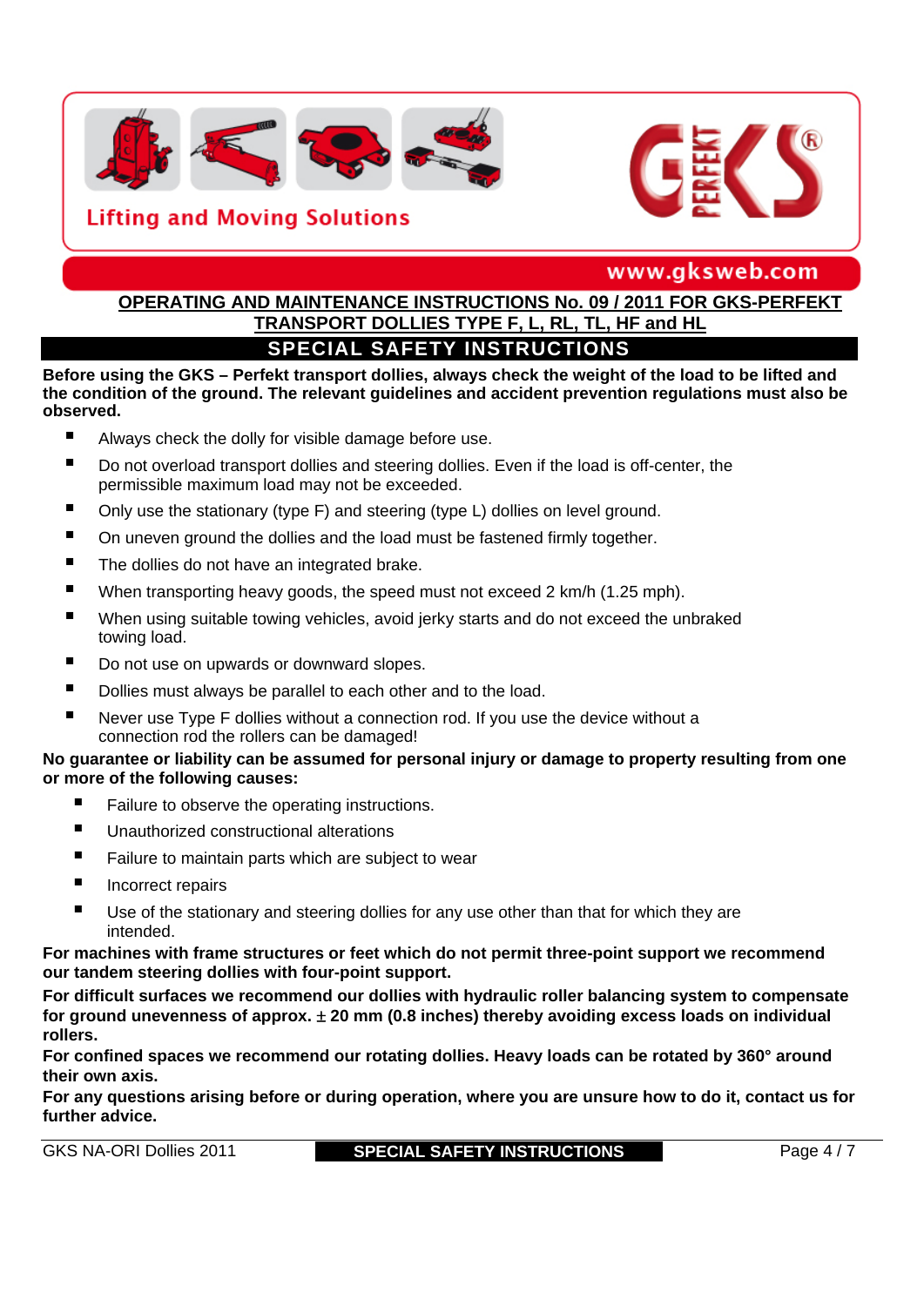Lifting and Moving Solutions

www.gksweb.com

**OPERATING AND MAINTENANCE INSTRUCTIONS No. 09 / 2011 FOR GKS-PERFEKT TRANSPORT DOLLIES TYPE F, L, RL, TL, HF and HL**

## SPECIAL SAFETY INSTRUCTIONS

**Before using the GKS – Perfekt transport dollies, always check the weight of the load to be lifted and the condition of the ground. The relevant guidelines and accident prevention regulations must also be observed.**

- Always check the dolly for visible damage before use.
- Do not overload transport dollies and steering dollies. Even if the load is off-center, the permissible maximum load may not be exceeded.
- Only use the stationary (type F) and steering (type L) dollies on level ground.
- On uneven ground the dollies and the load must be fastened firmly together.
- The dollies do not have an integrated brake.
- When transporting heavy goods, the speed must not exceed 2 km/h (1.25 mph).
- When using suitable towing vehicles, avoid jerky starts and do not exceed the unbraked towing load.
- Do not use on upwards or downward slopes.
- Dollies must always be parallel to each other and to the load.
- Never use Type F dollies without a connection rod. If you use the device without a connection rod the rollers can be damaged!

**No guarantee or liability can be assumed for personal injury or damage to property resulting from one or more of the following causes:**

- Failure to observe the operating instructions.
- Unauthorized constructional alterations
- Failure to maintain parts which are subject to wear
- Incorrect repairs
- Use of the stationary and steering dollies for any use other than that for which they are intended.

**For machines with frame structures or feet which do not permit three-point support we recommend our tandem steering dollies with four-point support.**

**For difficult surfaces we recommend our dollies with hydraulic roller balancing system to compensate for ground unevenness of approx. ± 20 mm (0.8 inches) thereby avoiding excess loads on individual rollers.**

**For confined spaces we recommend our rotating dollies. Heavy loads can be rotated by 360° around their own axis.**

**For any questions arising before or during operation, where you are unsure how to do it, contact us for further advice.**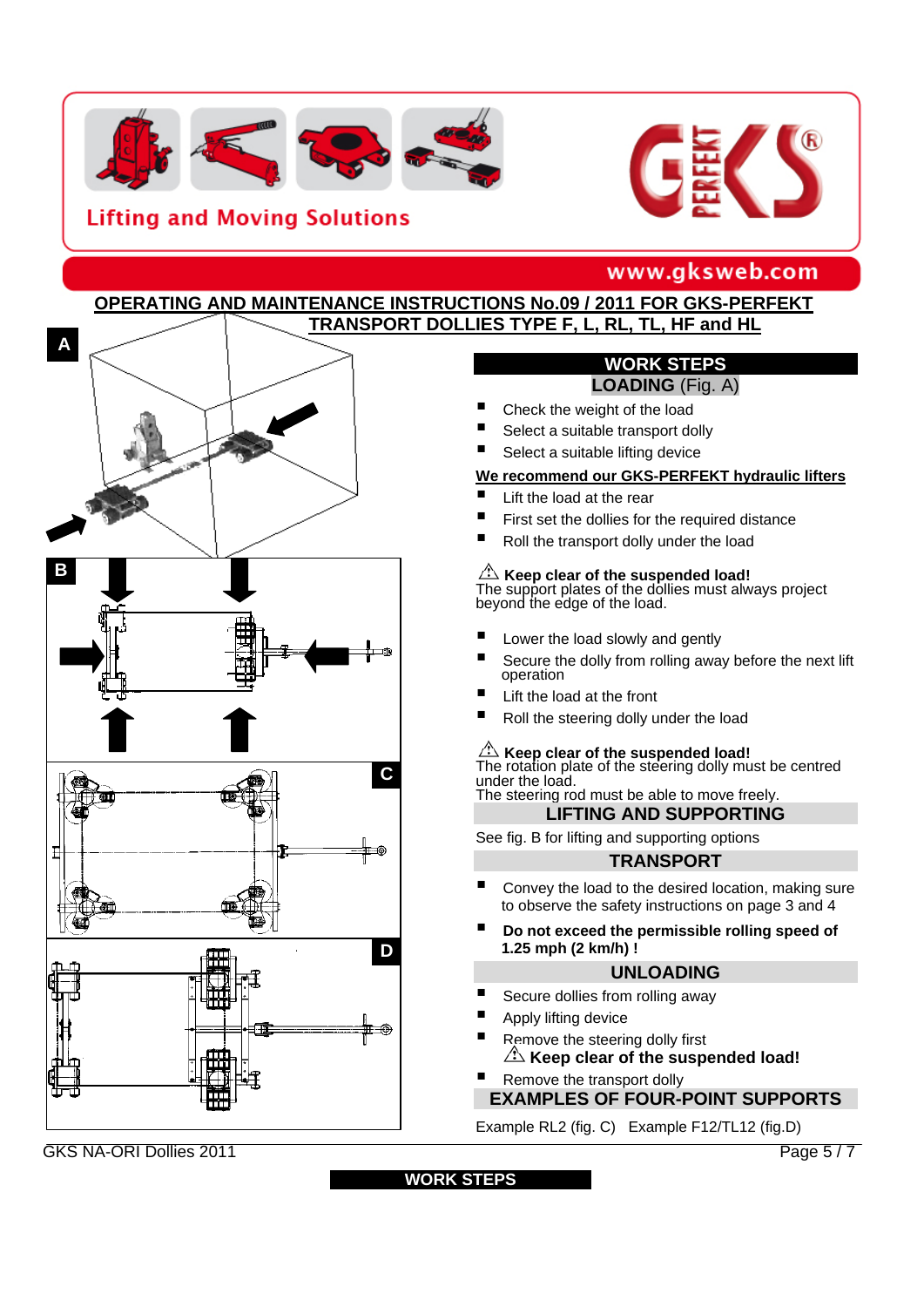Lifting and Moving Solutions

www.gksweb.com

## OPERATING AND MAINTENANCE INSTRUCTIONS No.09 / 2011 FOR GKS-PERFEKT TRANSPORT DOLLIES TYPE F, L, RL, TL, HF and HL

A

B

C

D

## WORK STEPS

### LOADING (Fig. A)

- Check the weight of the load
- Select a suitable transport dolly
- Select a suitable lifting device

**We recommend our GKS-PERFEKT hydraulic lifters**

- Lift the load at the rear
- First set the dollies for the required distance
- Roll the transport dolly under the load

⚠ **Keep clear of the suspended load!**
The support plates of the dollies must always project beyond the edge of the load.

- Lower the load slowly and gently
- Secure the dolly from rolling away before the next lift operation
- Lift the load at the front
- Roll the steering dolly under the load

⚠ **Keep clear of the suspended load!**
The rotation plate of the steering dolly must be centred under the load.
The steering rod must be able to move freely.

### LIFTING AND SUPPORTING

See fig. B for lifting and supporting options

### TRANSPORT

- Convey the load to the desired location, making sure to observe the safety instructions on page 3 and 4
- **Do not exceed the permissible rolling speed of 1.25 mph (2 km/h) !**

### UNLOADING

- Secure dollies from rolling away
- Apply lifting device
- Remove the steering dolly first
  ⚠ **Keep clear of the suspended load!**
- Remove the transport dolly

### EXAMPLES OF FOUR-POINT SUPPORTS

Example RL2 (fig. C)   Example F12/TL12 (fig.D)

GKS NA-ORI Dollies 2011

WORK STEPS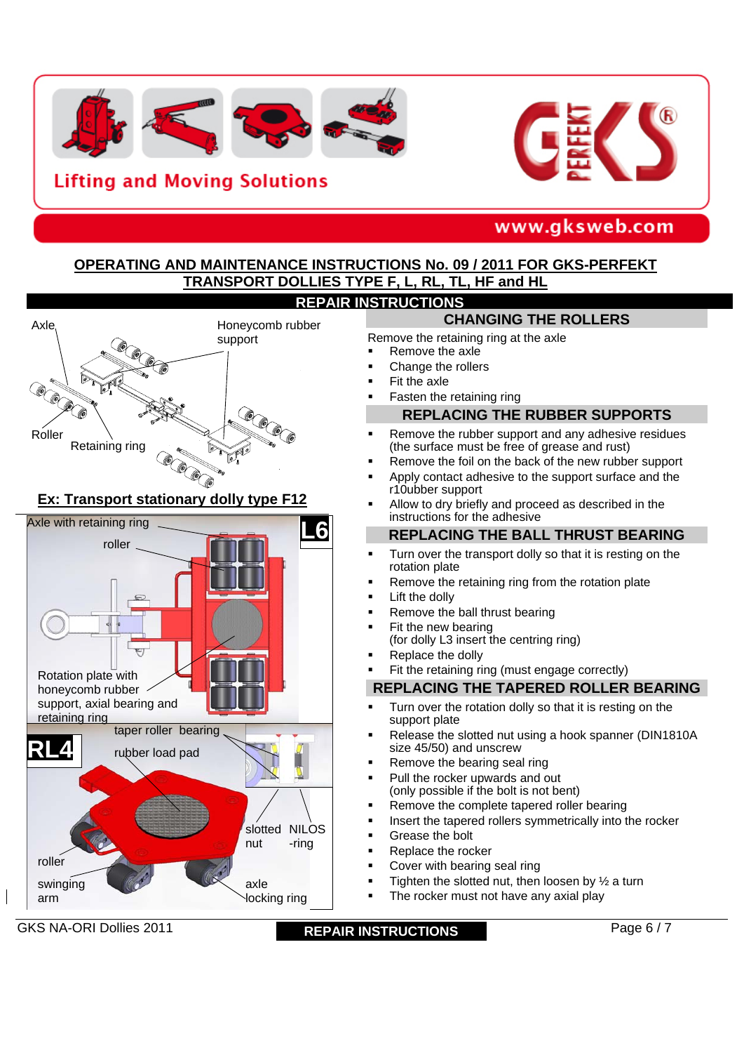Lifting and Moving Solutions

www.gksweb.com

## OPERATING AND MAINTENANCE INSTRUCTIONS No. 09 / 2011 FOR GKS-PERFEKT TRANSPORT DOLLIES TYPE F, L, RL, TL, HF and HL

## REPAIR INSTRUCTIONS

Axle

Honeycomb rubber support

Roller

Retaining ring

**Ex: Transport stationary dolly type F12**

L6

Axle with retaining ring

roller

Rotation plate with honeycomb rubber support, axial bearing and retaining ring

RL4

taper roller bearing

rubber load pad

slotted nut

NILOS -ring

roller

swinging arm

axle locking ring

### CHANGING THE ROLLERS

Remove the retaining ring at the axle

- Remove the axle
- Change the rollers
- Fit the axle
- Fasten the retaining ring

### REPLACING THE RUBBER SUPPORTS

- Remove the rubber support and any adhesive residues (the surface must be free of grease and rust)
- Remove the foil on the back of the new rubber support
- Apply contact adhesive to the support surface and the r10ubber support
- Allow to dry briefly and proceed as described in the instructions for the adhesive

### REPLACING THE BALL THRUST BEARING

- Turn over the transport dolly so that it is resting on the rotation plate
- Remove the retaining ring from the rotation plate
- Lift the dolly
- Remove the ball thrust bearing
- Fit the new bearing (for dolly L3 insert the centring ring)
- Replace the dolly
- Fit the retaining ring (must engage correctly)

### REPLACING THE TAPERED ROLLER BEARING

- Turn over the rotation dolly so that it is resting on the support plate
- Release the slotted nut using a hook spanner (DIN1810A size 45/50) and unscrew
- Remove the bearing seal ring
- Pull the rocker upwards and out (only possible if the bolt is not bent)
- Remove the complete tapered roller bearing
- Insert the tapered rollers symmetrically into the rocker
- Grease the bolt
- Replace the rocker
- Cover with bearing seal ring
- Tighten the slotted nut, then loosen by ½ a turn
- The rocker must not have any axial play

GKS NA-ORI Dollies 2011

REPAIR INSTRUCTIONS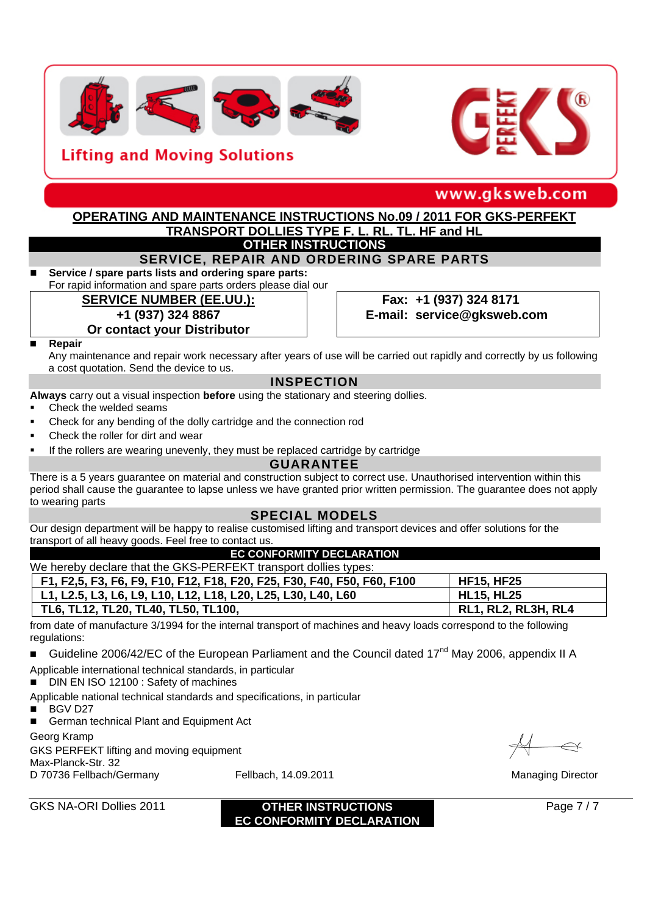Lifting and Moving Solutions

www.gksweb.com

# OPERATING AND MAINTENANCE INSTRUCTIONS No.09 / 2011 FOR GKS-PERFEKT TRANSPORT DOLLIES TYPE F. L. RL. TL. HF and HL

## OTHER INSTRUCTIONS

### SERVICE, REPAIR AND ORDERING SPARE PARTS

- **Service / spare parts lists and ordering spare parts:**
  For rapid information and spare parts orders please dial our

| **SERVICE NUMBER (EE.UU.):** **+1 (937) 324 8867** **Or contact your Distributor** | **Fax: +1 (937) 324 8171** **E-mail: service@gksweb.com** |
|---|---|

- **Repair**
  Any maintenance and repair work necessary after years of use will be carried out rapidly and correctly by us following a cost quotation. Send the device to us.

### INSPECTION

**Always** carry out a visual inspection **before** using the stationary and steering dollies.

- Check the welded seams
- Check for any bending of the dolly cartridge and the connection rod
- Check the roller for dirt and wear
- If the rollers are wearing unevenly, they must be replaced cartridge by cartridge

### GUARANTEE

There is a 5 years guarantee on material and construction subject to correct use. Unauthorised intervention within this period shall cause the guarantee to lapse unless we have granted prior written permission. The guarantee does not apply to wearing parts

### SPECIAL MODELS

Our design department will be happy to realise customised lifting and transport devices and offer solutions for the transport of all heavy goods. Feel free to contact us.

## EC CONFORMITY DECLARATION

We hereby declare that the GKS-PERFEKT transport dollies types:

| | |
|---|---|
| **F1, F2,5, F3, F6, F9, F10, F12, F18, F20, F25, F30, F40, F50, F60, F100** | **HF15, HF25** |
| **L1, L2.5, L3, L6, L9, L10, L12, L18, L20, L25, L30, L40, L60** | **HL15, HL25** |
| **TL6, TL12, TL20, TL40, TL50, TL100,** | **RL1, RL2, RL3H, RL4** |

from date of manufacture 3/1994 for the internal transport of machines and heavy loads correspond to the following regulations:

- Guideline 2006/42/EC of the European Parliament and the Council dated 17th May 2006, appendix II A

Applicable international technical standards, in particular

- DIN EN ISO 12100 : Safety of machines

Applicable national technical standards and specifications, in particular

- BGV D27
- German technical Plant and Equipment Act

Georg Kramp
GKS PERFEKT lifting and moving equipment
Max-Planck-Str. 32
D 70736 Fellbach/Germany

Fellbach, 14.09.2011

Managing Director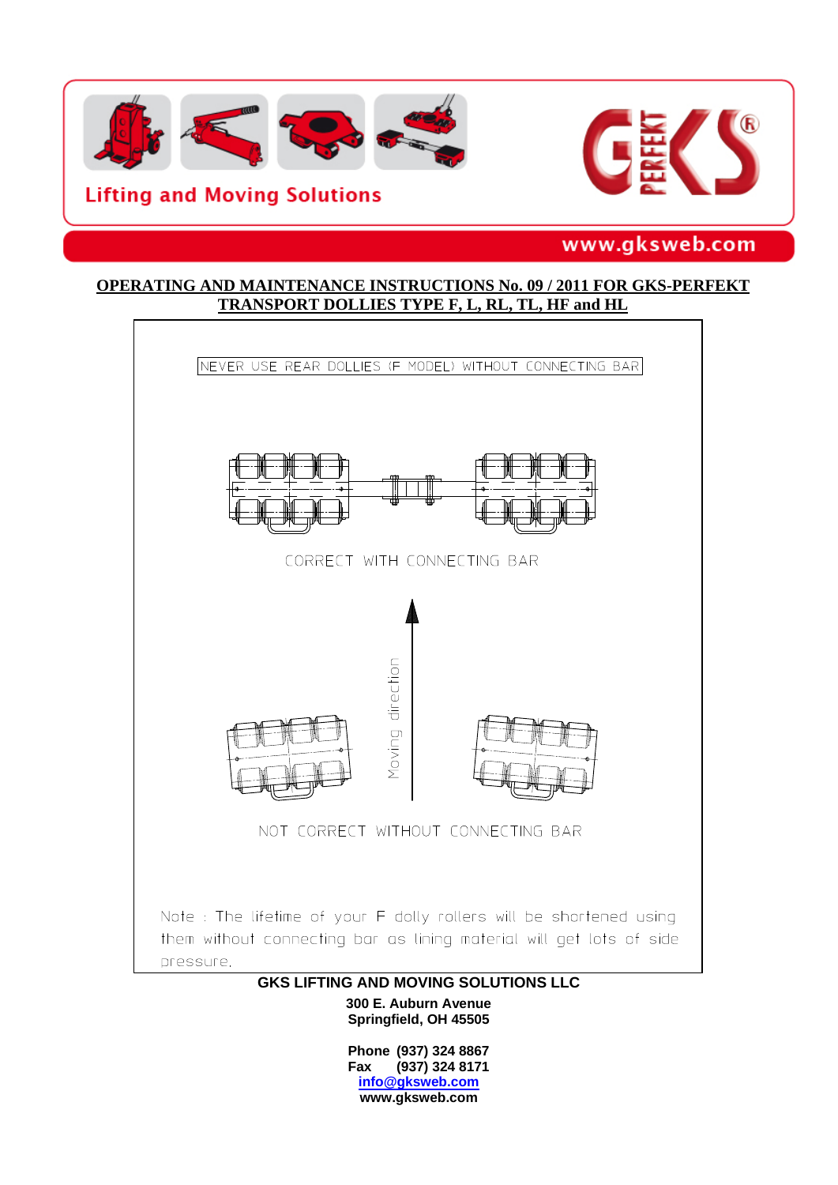Lifting and Moving Solutions

www.gksweb.com

## OPERATING AND MAINTENANCE INSTRUCTIONS No. 09 / 2011 FOR GKS-PERFEKT TRANSPORT DOLLIES TYPE F, L, RL, TL, HF and HL

NEVER USE REAR DOLLIES (F MODEL) WITHOUT CONNECTING BAR

CORRECT WITH CONNECTING BAR

Moving direction

NOT CORRECT WITHOUT CONNECTING BAR

Note : The lifetime of your F dolly rollers will be shortened using them without connecting bar as lining material will get lots of side pressure.

**GKS LIFTING AND MOVING SOLUTIONS LLC**

**300 E. Auburn Avenue**
**Springfield, OH 45505**

**Phone (937) 324 8867**
**Fax (937) 324 8171**
**info@gksweb.com**
**www.gksweb.com**